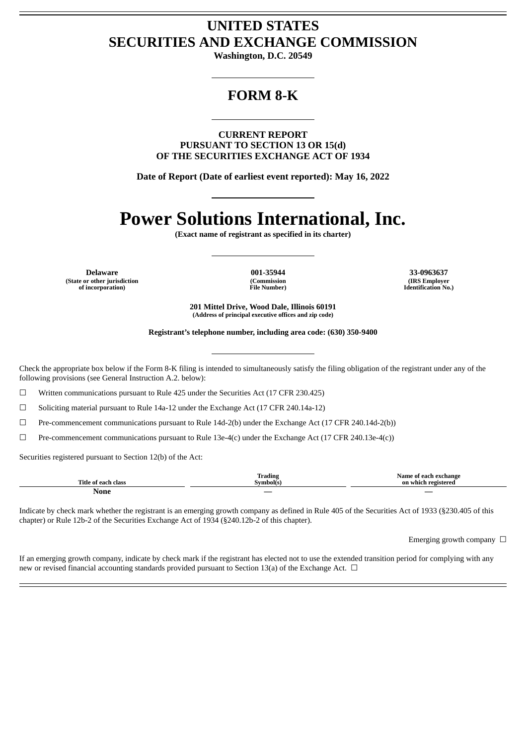# UNITED STATES
# SECURITIES AND EXCHANGE COMMISSION

**Washington, D.C. 20549**

## FORM 8-K

**CURRENT REPORT**
**PURSUANT TO SECTION 13 OR 15(d)**
**OF THE SECURITIES EXCHANGE ACT OF 1934**

**Date of Report (Date of earliest event reported): May 16, 2022**

# Power Solutions International, Inc.

**(Exact name of registrant as specified in its charter)**

| Delaware | 001-35944 | 33-0963637 |
|---|---|---|
| (State or other jurisdiction of incorporation) | (Commission File Number) | (IRS Employer Identification No.) |

**201 Mittel Drive, Wood Dale, Illinois 60191**
**(Address of principal executive offices and zip code)**

**Registrant's telephone number, including area code: (630) 350-9400**

Check the appropriate box below if the Form 8-K filing is intended to simultaneously satisfy the filing obligation of the registrant under any of the following provisions (see General Instruction A.2. below):

☐ Written communications pursuant to Rule 425 under the Securities Act (17 CFR 230.425)

☐ Soliciting material pursuant to Rule 14a-12 under the Exchange Act (17 CFR 240.14a-12)

☐ Pre-commencement communications pursuant to Rule 14d-2(b) under the Exchange Act (17 CFR 240.14d-2(b))

☐ Pre-commencement communications pursuant to Rule 13e-4(c) under the Exchange Act (17 CFR 240.13e-4(c))

Securities registered pursuant to Section 12(b) of the Act:

| Title of each class | Trading Symbol(s) | Name of each exchange on which registered |
|---|---|---|
| None | — | — |

Indicate by check mark whether the registrant is an emerging growth company as defined in Rule 405 of the Securities Act of 1933 (§230.405 of this chapter) or Rule 12b-2 of the Securities Exchange Act of 1934 (§240.12b-2 of this chapter).

Emerging growth company ☐

If an emerging growth company, indicate by check mark if the registrant has elected not to use the extended transition period for complying with any new or revised financial accounting standards provided pursuant to Section 13(a) of the Exchange Act. ☐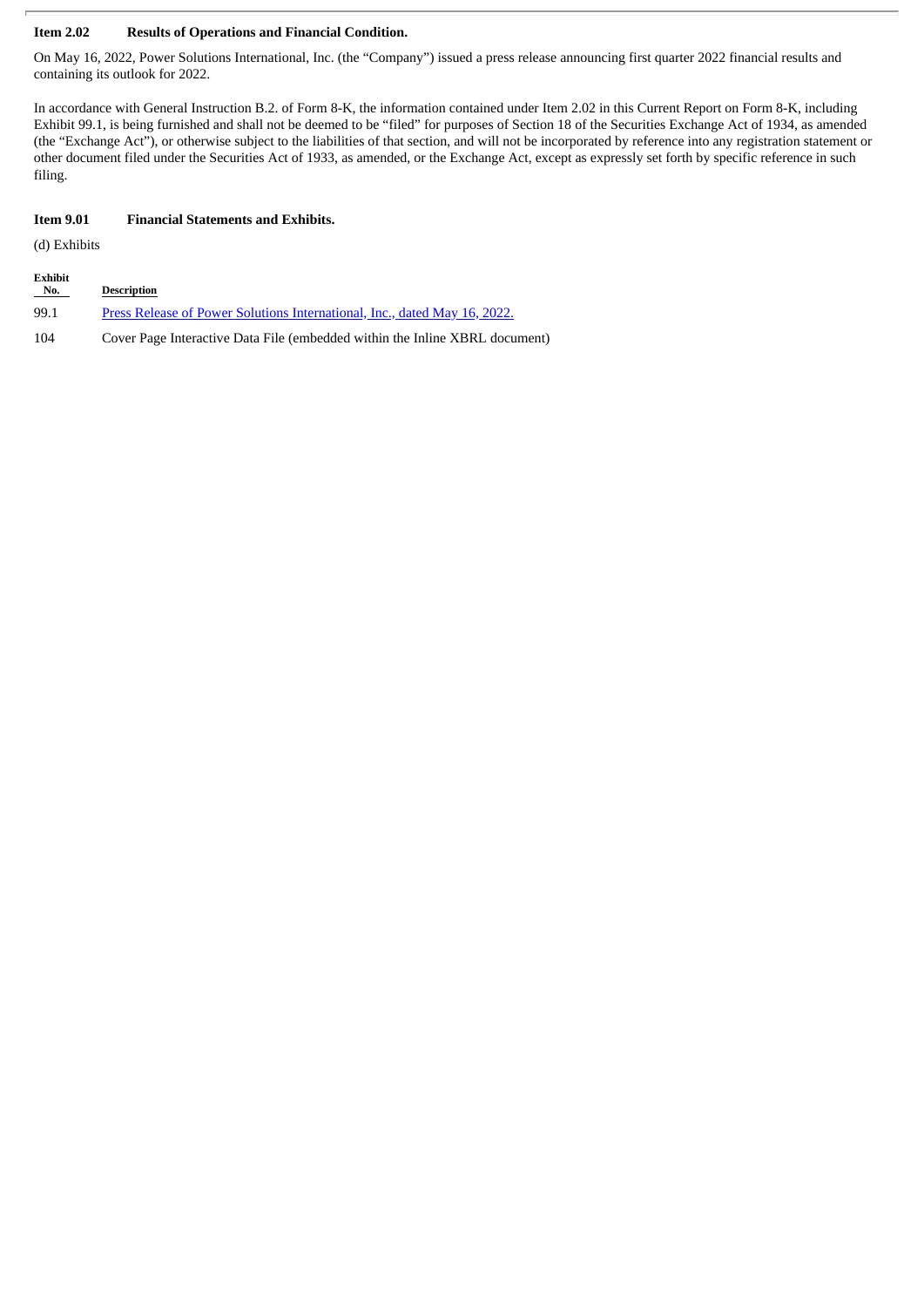**Item 2.02 Results of Operations and Financial Condition.**

On May 16, 2022, Power Solutions International, Inc. (the "Company") issued a press release announcing first quarter 2022 financial results and containing its outlook for 2022.

In accordance with General Instruction B.2. of Form 8-K, the information contained under Item 2.02 in this Current Report on Form 8-K, including Exhibit 99.1, is being furnished and shall not be deemed to be "filed" for purposes of Section 18 of the Securities Exchange Act of 1934, as amended (the "Exchange Act"), or otherwise subject to the liabilities of that section, and will not be incorporated by reference into any registration statement or other document filed under the Securities Act of 1933, as amended, or the Exchange Act, except as expressly set forth by specific reference in such filing.

**Item 9.01 Financial Statements and Exhibits.**

(d) Exhibits

| Exhibit No. | Description |
|---|---|
| 99.1 | Press Release of Power Solutions International, Inc., dated May 16, 2022. |
| 104 | Cover Page Interactive Data File (embedded within the Inline XBRL document) |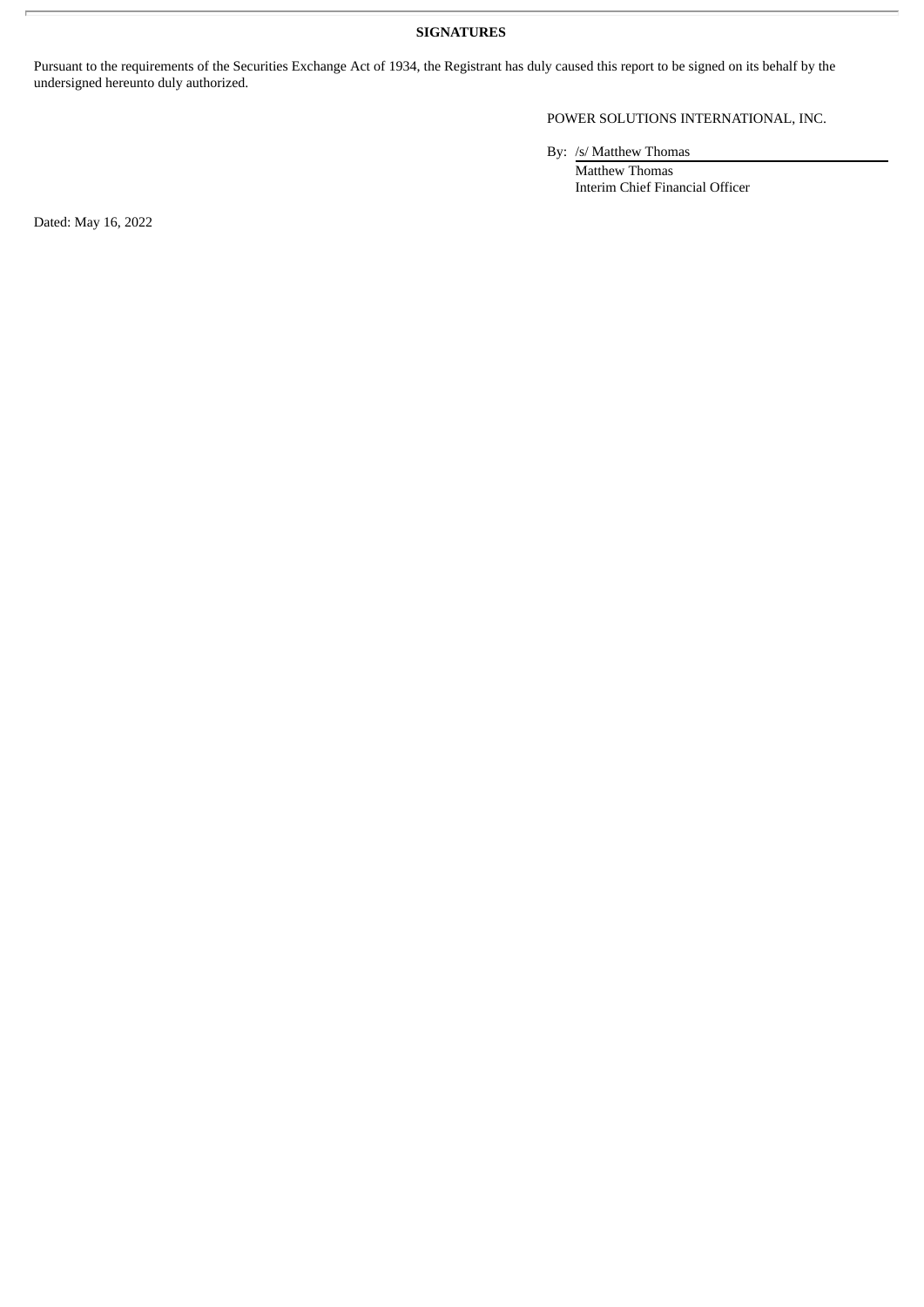**SIGNATURES**

Pursuant to the requirements of the Securities Exchange Act of 1934, the Registrant has duly caused this report to be signed on its behalf by the undersigned hereunto duly authorized.

POWER SOLUTIONS INTERNATIONAL, INC.

By: /s/ Matthew Thomas
Matthew Thomas
Interim Chief Financial Officer

Dated: May 16, 2022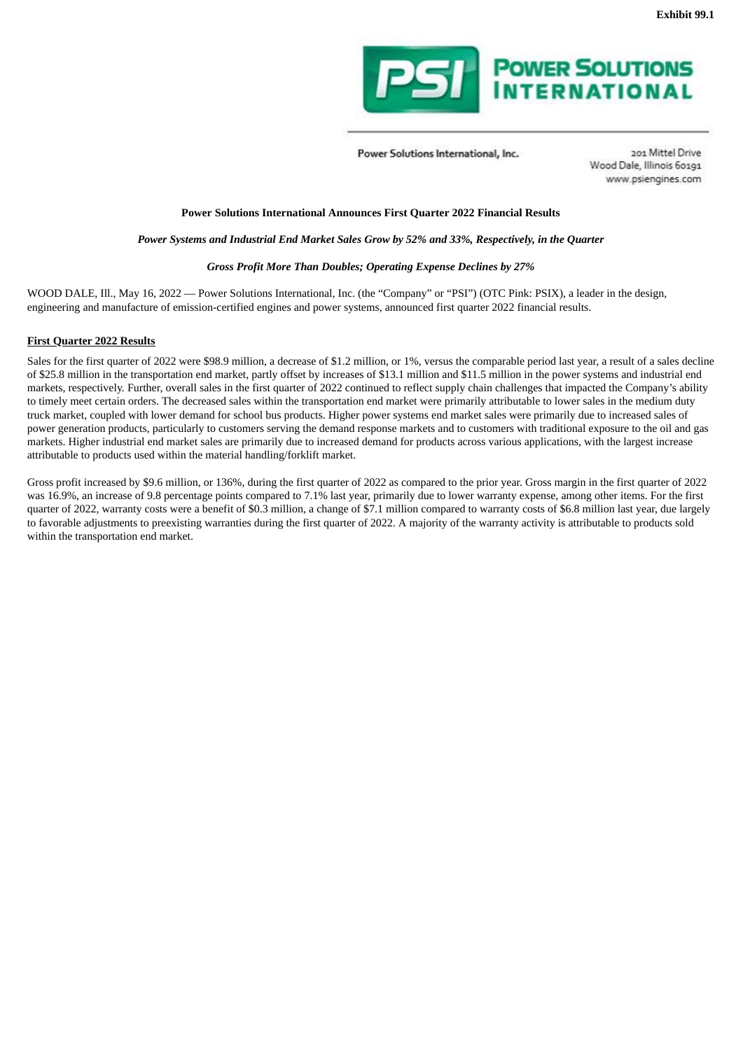**Exhibit 99.1**

**POWER SOLUTIONS INTERNATIONAL**

Power Solutions International, Inc.

201 Mittel Drive
Wood Dale, Illinois 60191
www.psiengines.com

**Power Solutions International Announces First Quarter 2022 Financial Results**

***Power Systems and Industrial End Market Sales Grow by 52% and 33%, Respectively, in the Quarter***

***Gross Profit More Than Doubles; Operating Expense Declines by 27%***

WOOD DALE, Ill., May 16, 2022 — Power Solutions International, Inc. (the "Company" or "PSI") (OTC Pink: PSIX), a leader in the design, engineering and manufacture of emission-certified engines and power systems, announced first quarter 2022 financial results.

**First Quarter 2022 Results**

Sales for the first quarter of 2022 were $98.9 million, a decrease of $1.2 million, or 1%, versus the comparable period last year, a result of a sales decline of $25.8 million in the transportation end market, partly offset by increases of $13.1 million and $11.5 million in the power systems and industrial end markets, respectively. Further, overall sales in the first quarter of 2022 continued to reflect supply chain challenges that impacted the Company's ability to timely meet certain orders. The decreased sales within the transportation end market were primarily attributable to lower sales in the medium duty truck market, coupled with lower demand for school bus products. Higher power systems end market sales were primarily due to increased sales of power generation products, particularly to customers serving the demand response markets and to customers with traditional exposure to the oil and gas markets. Higher industrial end market sales are primarily due to increased demand for products across various applications, with the largest increase attributable to products used within the material handling/forklift market.

Gross profit increased by $9.6 million, or 136%, during the first quarter of 2022 as compared to the prior year. Gross margin in the first quarter of 2022 was 16.9%, an increase of 9.8 percentage points compared to 7.1% last year, primarily due to lower warranty expense, among other items. For the first quarter of 2022, warranty costs were a benefit of $0.3 million, a change of $7.1 million compared to warranty costs of $6.8 million last year, due largely to favorable adjustments to preexisting warranties during the first quarter of 2022. A majority of the warranty activity is attributable to products sold within the transportation end market.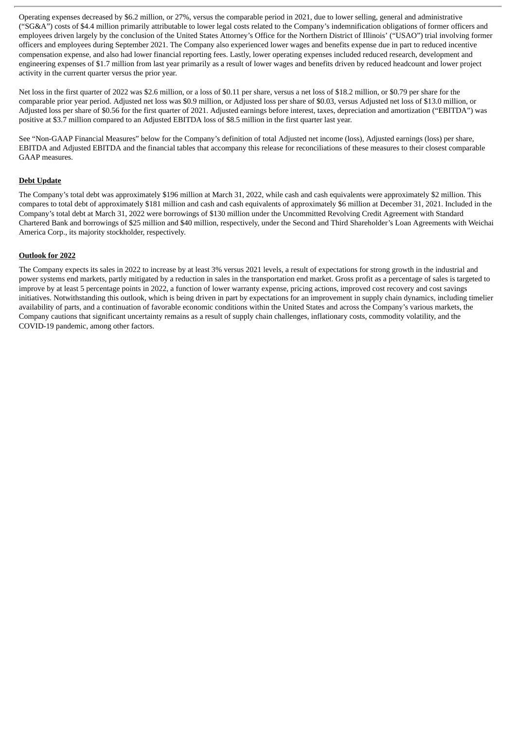Operating expenses decreased by $6.2 million, or 27%, versus the comparable period in 2021, due to lower selling, general and administrative ("SG&A") costs of $4.4 million primarily attributable to lower legal costs related to the Company's indemnification obligations of former officers and employees driven largely by the conclusion of the United States Attorney's Office for the Northern District of Illinois' ("USAO") trial involving former officers and employees during September 2021. The Company also experienced lower wages and benefits expense due in part to reduced incentive compensation expense, and also had lower financial reporting fees. Lastly, lower operating expenses included reduced research, development and engineering expenses of $1.7 million from last year primarily as a result of lower wages and benefits driven by reduced headcount and lower project activity in the current quarter versus the prior year.

Net loss in the first quarter of 2022 was $2.6 million, or a loss of $0.11 per share, versus a net loss of $18.2 million, or $0.79 per share for the comparable prior year period. Adjusted net loss was $0.9 million, or Adjusted loss per share of $0.03, versus Adjusted net loss of $13.0 million, or Adjusted loss per share of $0.56 for the first quarter of 2021. Adjusted earnings before interest, taxes, depreciation and amortization ("EBITDA") was positive at $3.7 million compared to an Adjusted EBITDA loss of $8.5 million in the first quarter last year.

See "Non-GAAP Financial Measures" below for the Company's definition of total Adjusted net income (loss), Adjusted earnings (loss) per share, EBITDA and Adjusted EBITDA and the financial tables that accompany this release for reconciliations of these measures to their closest comparable GAAP measures.

**Debt Update**

The Company's total debt was approximately $196 million at March 31, 2022, while cash and cash equivalents were approximately $2 million. This compares to total debt of approximately $181 million and cash and cash equivalents of approximately $6 million at December 31, 2021. Included in the Company's total debt at March 31, 2022 were borrowings of $130 million under the Uncommitted Revolving Credit Agreement with Standard Chartered Bank and borrowings of $25 million and $40 million, respectively, under the Second and Third Shareholder's Loan Agreements with Weichai America Corp., its majority stockholder, respectively.

**Outlook for 2022**

The Company expects its sales in 2022 to increase by at least 3% versus 2021 levels, a result of expectations for strong growth in the industrial and power systems end markets, partly mitigated by a reduction in sales in the transportation end market. Gross profit as a percentage of sales is targeted to improve by at least 5 percentage points in 2022, a function of lower warranty expense, pricing actions, improved cost recovery and cost savings initiatives. Notwithstanding this outlook, which is being driven in part by expectations for an improvement in supply chain dynamics, including timelier availability of parts, and a continuation of favorable economic conditions within the United States and across the Company's various markets, the Company cautions that significant uncertainty remains as a result of supply chain challenges, inflationary costs, commodity volatility, and the COVID-19 pandemic, among other factors.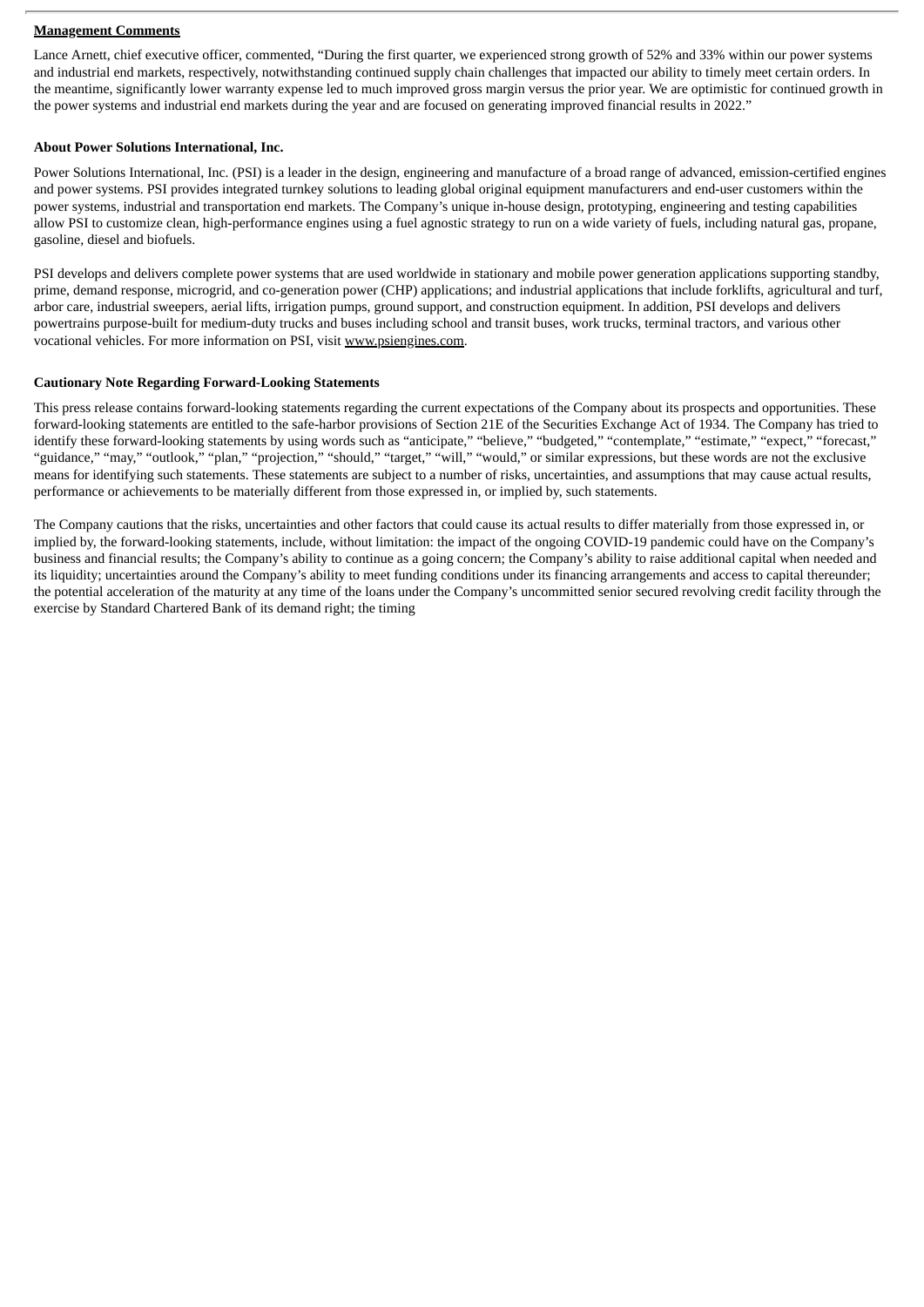**Management Comments**

Lance Arnett, chief executive officer, commented, "During the first quarter, we experienced strong growth of 52% and 33% within our power systems and industrial end markets, respectively, notwithstanding continued supply chain challenges that impacted our ability to timely meet certain orders. In the meantime, significantly lower warranty expense led to much improved gross margin versus the prior year. We are optimistic for continued growth in the power systems and industrial end markets during the year and are focused on generating improved financial results in 2022."

**About Power Solutions International, Inc.**

Power Solutions International, Inc. (PSI) is a leader in the design, engineering and manufacture of a broad range of advanced, emission-certified engines and power systems. PSI provides integrated turnkey solutions to leading global original equipment manufacturers and end-user customers within the power systems, industrial and transportation end markets. The Company's unique in-house design, prototyping, engineering and testing capabilities allow PSI to customize clean, high-performance engines using a fuel agnostic strategy to run on a wide variety of fuels, including natural gas, propane, gasoline, diesel and biofuels.

PSI develops and delivers complete power systems that are used worldwide in stationary and mobile power generation applications supporting standby, prime, demand response, microgrid, and co-generation power (CHP) applications; and industrial applications that include forklifts, agricultural and turf, arbor care, industrial sweepers, aerial lifts, irrigation pumps, ground support, and construction equipment. In addition, PSI develops and delivers powertrains purpose-built for medium-duty trucks and buses including school and transit buses, work trucks, terminal tractors, and various other vocational vehicles. For more information on PSI, visit www.psiengines.com.

**Cautionary Note Regarding Forward-Looking Statements**

This press release contains forward-looking statements regarding the current expectations of the Company about its prospects and opportunities. These forward-looking statements are entitled to the safe-harbor provisions of Section 21E of the Securities Exchange Act of 1934. The Company has tried to identify these forward-looking statements by using words such as "anticipate," "believe," "budgeted," "contemplate," "estimate," "expect," "forecast," "guidance," "may," "outlook," "plan," "projection," "should," "target," "will," "would," or similar expressions, but these words are not the exclusive means for identifying such statements. These statements are subject to a number of risks, uncertainties, and assumptions that may cause actual results, performance or achievements to be materially different from those expressed in, or implied by, such statements.

The Company cautions that the risks, uncertainties and other factors that could cause its actual results to differ materially from those expressed in, or implied by, the forward-looking statements, include, without limitation: the impact of the ongoing COVID-19 pandemic could have on the Company's business and financial results; the Company's ability to continue as a going concern; the Company's ability to raise additional capital when needed and its liquidity; uncertainties around the Company's ability to meet funding conditions under its financing arrangements and access to capital thereunder; the potential acceleration of the maturity at any time of the loans under the Company's uncommitted senior secured revolving credit facility through the exercise by Standard Chartered Bank of its demand right; the timing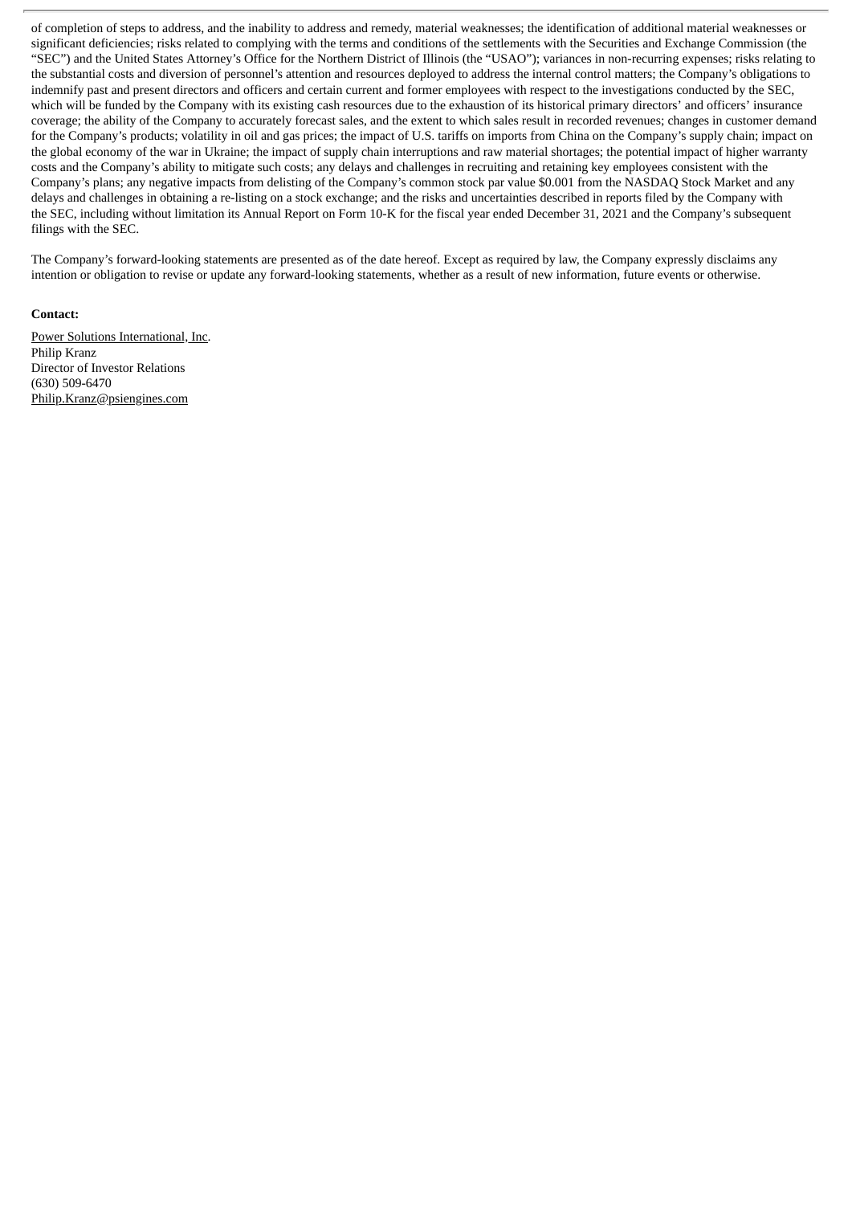of completion of steps to address, and the inability to address and remedy, material weaknesses; the identification of additional material weaknesses or significant deficiencies; risks related to complying with the terms and conditions of the settlements with the Securities and Exchange Commission (the "SEC") and the United States Attorney's Office for the Northern District of Illinois (the "USAO"); variances in non-recurring expenses; risks relating to the substantial costs and diversion of personnel's attention and resources deployed to address the internal control matters; the Company's obligations to indemnify past and present directors and officers and certain current and former employees with respect to the investigations conducted by the SEC, which will be funded by the Company with its existing cash resources due to the exhaustion of its historical primary directors' and officers' insurance coverage; the ability of the Company to accurately forecast sales, and the extent to which sales result in recorded revenues; changes in customer demand for the Company's products; volatility in oil and gas prices; the impact of U.S. tariffs on imports from China on the Company's supply chain; impact on the global economy of the war in Ukraine; the impact of supply chain interruptions and raw material shortages; the potential impact of higher warranty costs and the Company's ability to mitigate such costs; any delays and challenges in recruiting and retaining key employees consistent with the Company's plans; any negative impacts from delisting of the Company's common stock par value $0.001 from the NASDAQ Stock Market and any delays and challenges in obtaining a re-listing on a stock exchange; and the risks and uncertainties described in reports filed by the Company with the SEC, including without limitation its Annual Report on Form 10-K for the fiscal year ended December 31, 2021 and the Company's subsequent filings with the SEC.

The Company's forward-looking statements are presented as of the date hereof. Except as required by law, the Company expressly disclaims any intention or obligation to revise or update any forward-looking statements, whether as a result of new information, future events or otherwise.

**Contact:**

Power Solutions International, Inc.
Philip Kranz
Director of Investor Relations
(630) 509-6470
Philip.Kranz@psiengines.com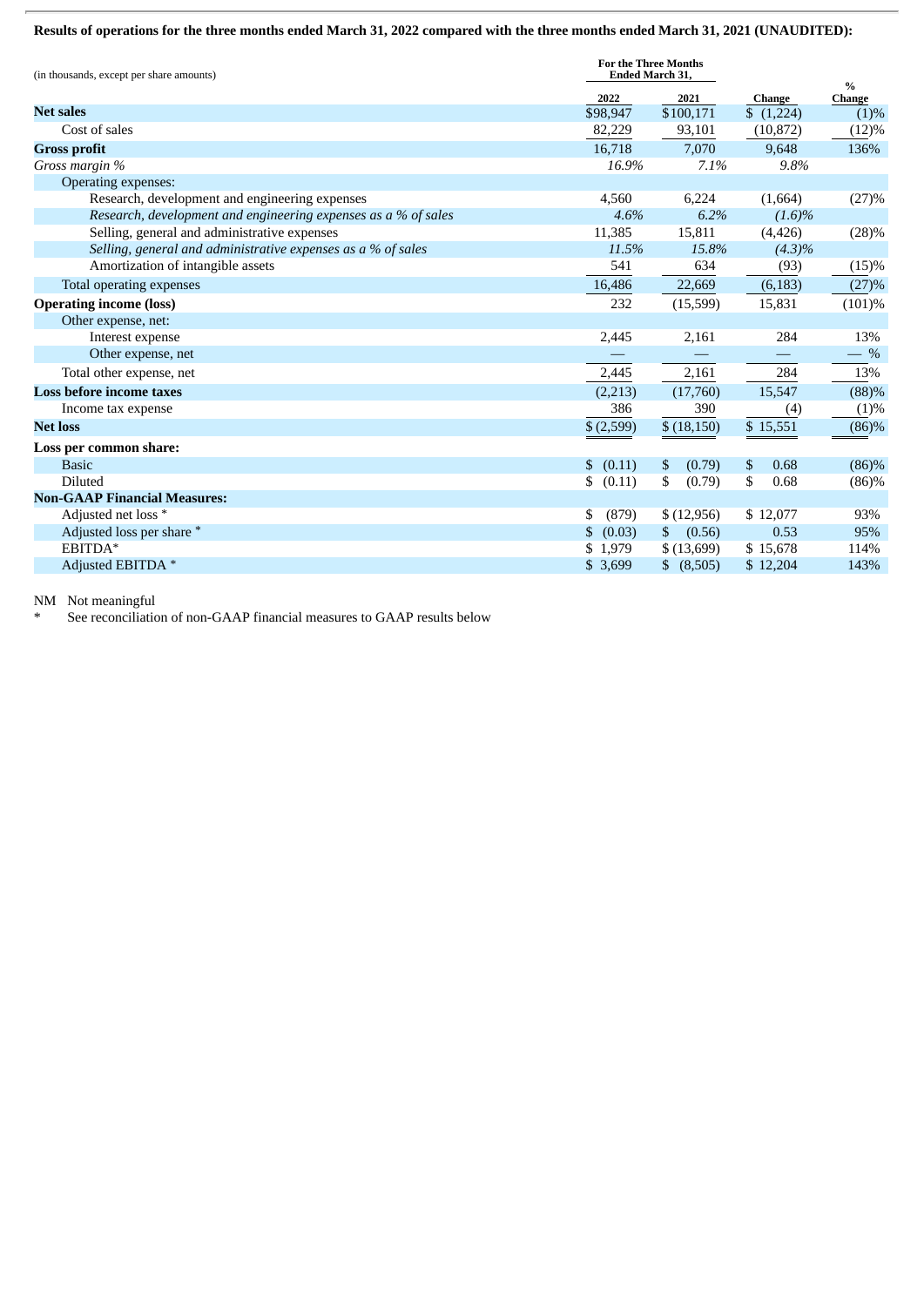**Results of operations for the three months ended March 31, 2022 compared with the three months ended March 31, 2021 (UNAUDITED):**

| (in thousands, except per share amounts) | For the Three Months Ended March 31, | | | |
|---|---|---|---|---|
| | 2022 | 2021 | Change | % Change |
| **Net sales** | $98,947 | $100,171 | $ (1,224) | (1)% |
| Cost of sales | 82,229 | 93,101 | (10,872) | (12)% |
| **Gross profit** | 16,718 | 7,070 | 9,648 | 136% |
| *Gross margin %* | *16.9%* | *7.1%* | *9.8%* | |
| Operating expenses: | | | | |
| Research, development and engineering expenses | 4,560 | 6,224 | (1,664) | (27)% |
| *Research, development and engineering expenses as a % of sales* | *4.6%* | *6.2%* | *(1.6)%* | |
| Selling, general and administrative expenses | 11,385 | 15,811 | (4,426) | (28)% |
| *Selling, general and administrative expenses as a % of sales* | *11.5%* | *15.8%* | *(4.3)%* | |
| Amortization of intangible assets | 541 | 634 | (93) | (15)% |
| Total operating expenses | 16,486 | 22,669 | (6,183) | (27)% |
| **Operating income (loss)** | 232 | (15,599) | 15,831 | (101)% |
| Other expense, net: | | | | |
| Interest expense | 2,445 | 2,161 | 284 | 13% |
| Other expense, net | — | — | — | — % |
| Total other expense, net | 2,445 | 2,161 | 284 | 13% |
| **Loss before income taxes** | (2,213) | (17,760) | 15,547 | (88)% |
| Income tax expense | 386 | 390 | (4) | (1)% |
| **Net loss** | $ (2,599) | $ (18,150) | $ 15,551 | (86)% |
| **Loss per common share:** | | | | |
| Basic | $ (0.11) | $ (0.79) | $ 0.68 | (86)% |
| Diluted | $ (0.11) | $ (0.79) | $ 0.68 | (86)% |
| **Non-GAAP Financial Measures:** | | | | |
| Adjusted net loss * | $ (879) | $ (12,956) | $ 12,077 | 93% |
| Adjusted loss per share * | $ (0.03) | $ (0.56) | 0.53 | 95% |
| EBITDA* | $ 1,979 | $ (13,699) | $ 15,678 | 114% |
| Adjusted EBITDA * | $ 3,699 | $ (8,505) | $ 12,204 | 143% |

NM Not meaningful

\* See reconciliation of non-GAAP financial measures to GAAP results below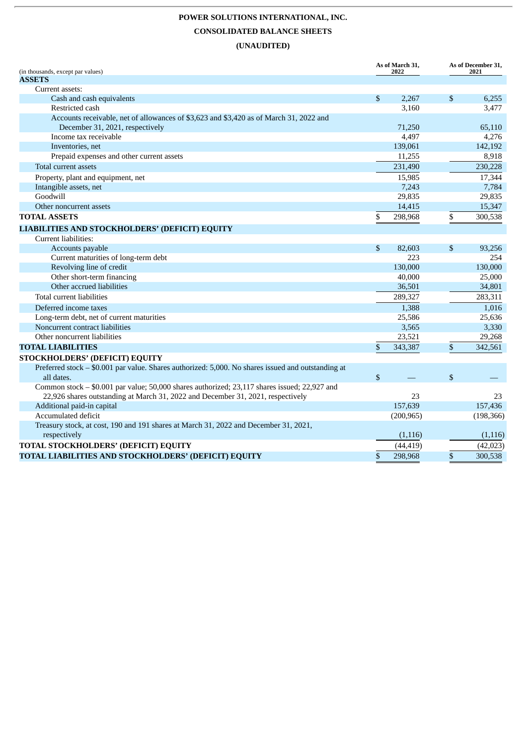# POWER SOLUTIONS INTERNATIONAL, INC.

## CONSOLIDATED BALANCE SHEETS

## (UNAUDITED)

| (in thousands, except par values) | As of March 31, 2022 | As of December 31, 2021 |
|---|---|---|
| **ASSETS** | | |
| Current assets: | | |
| Cash and cash equivalents | $ 2,267 | $ 6,255 |
| Restricted cash | 3,160 | 3,477 |
| Accounts receivable, net of allowances of $3,623 and $3,420 as of March 31, 2022 and December 31, 2021, respectively | 71,250 | 65,110 |
| Income tax receivable | 4,497 | 4,276 |
| Inventories, net | 139,061 | 142,192 |
| Prepaid expenses and other current assets | 11,255 | 8,918 |
| Total current assets | 231,490 | 230,228 |
| Property, plant and equipment, net | 15,985 | 17,344 |
| Intangible assets, net | 7,243 | 7,784 |
| Goodwill | 29,835 | 29,835 |
| Other noncurrent assets | 14,415 | 15,347 |
| **TOTAL ASSETS** | $ 298,968 | $ 300,538 |
| **LIABILITIES AND STOCKHOLDERS' (DEFICIT) EQUITY** | | |
| Current liabilities: | | |
| Accounts payable | $ 82,603 | $ 93,256 |
| Current maturities of long-term debt | 223 | 254 |
| Revolving line of credit | 130,000 | 130,000 |
| Other short-term financing | 40,000 | 25,000 |
| Other accrued liabilities | 36,501 | 34,801 |
| Total current liabilities | 289,327 | 283,311 |
| Deferred income taxes | 1,388 | 1,016 |
| Long-term debt, net of current maturities | 25,586 | 25,636 |
| Noncurrent contract liabilities | 3,565 | 3,330 |
| Other noncurrent liabilities | 23,521 | 29,268 |
| **TOTAL LIABILITIES** | $ 343,387 | $ 342,561 |
| **STOCKHOLDERS' (DEFICIT) EQUITY** | | |
| Preferred stock – $0.001 par value. Shares authorized: 5,000. No shares issued and outstanding at all dates. | $ — | $ — |
| Common stock – $0.001 par value; 50,000 shares authorized; 23,117 shares issued; 22,927 and 22,926 shares outstanding at March 31, 2022 and December 31, 2021, respectively | 23 | 23 |
| Additional paid-in capital | 157,639 | 157,436 |
| Accumulated deficit | (200,965) | (198,366) |
| Treasury stock, at cost, 190 and 191 shares at March 31, 2022 and December 31, 2021, respectively | (1,116) | (1,116) |
| **TOTAL STOCKHOLDERS' (DEFICIT) EQUITY** | (44,419) | (42,023) |
| **TOTAL LIABILITIES AND STOCKHOLDERS' (DEFICIT) EQUITY** | $ 298,968 | $ 300,538 |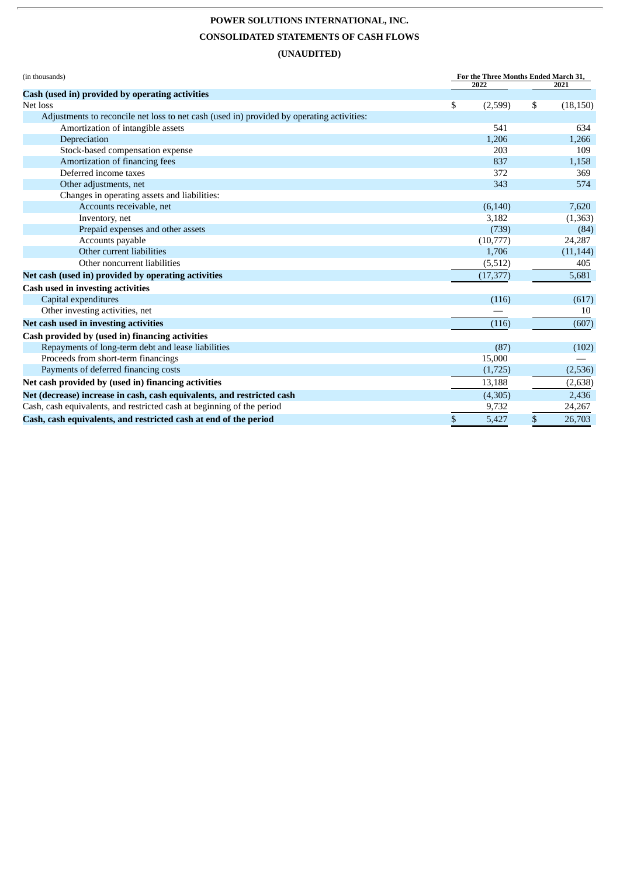**POWER SOLUTIONS INTERNATIONAL, INC.**

**CONSOLIDATED STATEMENTS OF CASH FLOWS**

**(UNAUDITED)**

| (in thousands) | For the Three Months Ended March 31, 2022 | 2021 |
|---|---|---|
| **Cash (used in) provided by operating activities** | | |
| Net loss | $ (2,599) | $ (18,150) |
| Adjustments to reconcile net loss to net cash (used in) provided by operating activities: | | |
| Amortization of intangible assets | 541 | 634 |
| Depreciation | 1,206 | 1,266 |
| Stock-based compensation expense | 203 | 109 |
| Amortization of financing fees | 837 | 1,158 |
| Deferred income taxes | 372 | 369 |
| Other adjustments, net | 343 | 574 |
| Changes in operating assets and liabilities: | | |
| Accounts receivable, net | (6,140) | 7,620 |
| Inventory, net | 3,182 | (1,363) |
| Prepaid expenses and other assets | (739) | (84) |
| Accounts payable | (10,777) | 24,287 |
| Other current liabilities | 1,706 | (11,144) |
| Other noncurrent liabilities | (5,512) | 405 |
| **Net cash (used in) provided by operating activities** | (17,377) | 5,681 |
| **Cash used in investing activities** | | |
| Capital expenditures | (116) | (617) |
| Other investing activities, net | — | 10 |
| **Net cash used in investing activities** | (116) | (607) |
| **Cash provided by (used in) financing activities** | | |
| Repayments of long-term debt and lease liabilities | (87) | (102) |
| Proceeds from short-term financings | 15,000 | — |
| Payments of deferred financing costs | (1,725) | (2,536) |
| **Net cash provided by (used in) financing activities** | 13,188 | (2,638) |
| **Net (decrease) increase in cash, cash equivalents, and restricted cash** | (4,305) | 2,436 |
| Cash, cash equivalents, and restricted cash at beginning of the period | 9,732 | 24,267 |
| **Cash, cash equivalents, and restricted cash at end of the period** | $ 5,427 | $ 26,703 |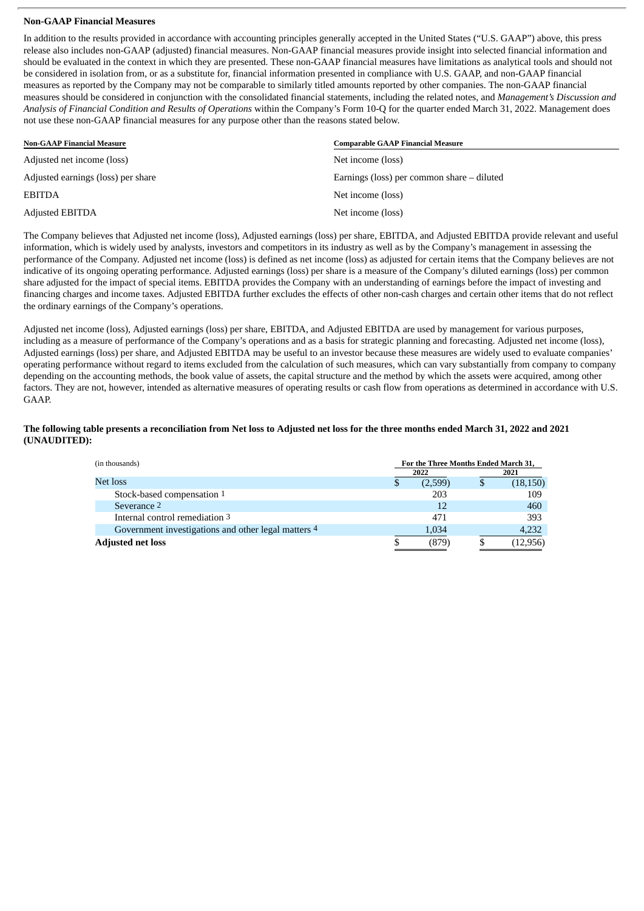**Non-GAAP Financial Measures**

In addition to the results provided in accordance with accounting principles generally accepted in the United States ("U.S. GAAP") above, this press release also includes non-GAAP (adjusted) financial measures. Non-GAAP financial measures provide insight into selected financial information and should be evaluated in the context in which they are presented. These non-GAAP financial measures have limitations as analytical tools and should not be considered in isolation from, or as a substitute for, financial information presented in compliance with U.S. GAAP, and non-GAAP financial measures as reported by the Company may not be comparable to similarly titled amounts reported by other companies. The non-GAAP financial measures should be considered in conjunction with the consolidated financial statements, including the related notes, and *Management's Discussion and Analysis of Financial Condition and Results of Operations* within the Company's Form 10-Q for the quarter ended March 31, 2022. Management does not use these non-GAAP financial measures for any purpose other than the reasons stated below.

| Non-GAAP Financial Measure | Comparable GAAP Financial Measure |
|---|---|
| Adjusted net income (loss) | Net income (loss) |
| Adjusted earnings (loss) per share | Earnings (loss) per common share – diluted |
| EBITDA | Net income (loss) |
| Adjusted EBITDA | Net income (loss) |

The Company believes that Adjusted net income (loss), Adjusted earnings (loss) per share, EBITDA, and Adjusted EBITDA provide relevant and useful information, which is widely used by analysts, investors and competitors in its industry as well as by the Company's management in assessing the performance of the Company. Adjusted net income (loss) is defined as net income (loss) as adjusted for certain items that the Company believes are not indicative of its ongoing operating performance. Adjusted earnings (loss) per share is a measure of the Company's diluted earnings (loss) per common share adjusted for the impact of special items. EBITDA provides the Company with an understanding of earnings before the impact of investing and financing charges and income taxes. Adjusted EBITDA further excludes the effects of other non-cash charges and certain other items that do not reflect the ordinary earnings of the Company's operations.

Adjusted net income (loss), Adjusted earnings (loss) per share, EBITDA, and Adjusted EBITDA are used by management for various purposes, including as a measure of performance of the Company's operations and as a basis for strategic planning and forecasting. Adjusted net income (loss), Adjusted earnings (loss) per share, and Adjusted EBITDA may be useful to an investor because these measures are widely used to evaluate companies' operating performance without regard to items excluded from the calculation of such measures, which can vary substantially from company to company depending on the accounting methods, the book value of assets, the capital structure and the method by which the assets were acquired, among other factors. They are not, however, intended as alternative measures of operating results or cash flow from operations as determined in accordance with U.S. GAAP.

**The following table presents a reconciliation from Net loss to Adjusted net loss for the three months ended March 31, 2022 and 2021 (UNAUDITED):**

| (in thousands) | For the Three Months Ended March 31, 2022 | 2021 |
|---|---|---|
| Net loss | $ (2,599) | $ (18,150) |
| Stock-based compensation [1] | 203 | 109 |
| Severance [2] | 12 | 460 |
| Internal control remediation [3] | 471 | 393 |
| Government investigations and other legal matters [4] | 1,034 | 4,232 |
| **Adjusted net loss** | $ (879) | $ (12,956) |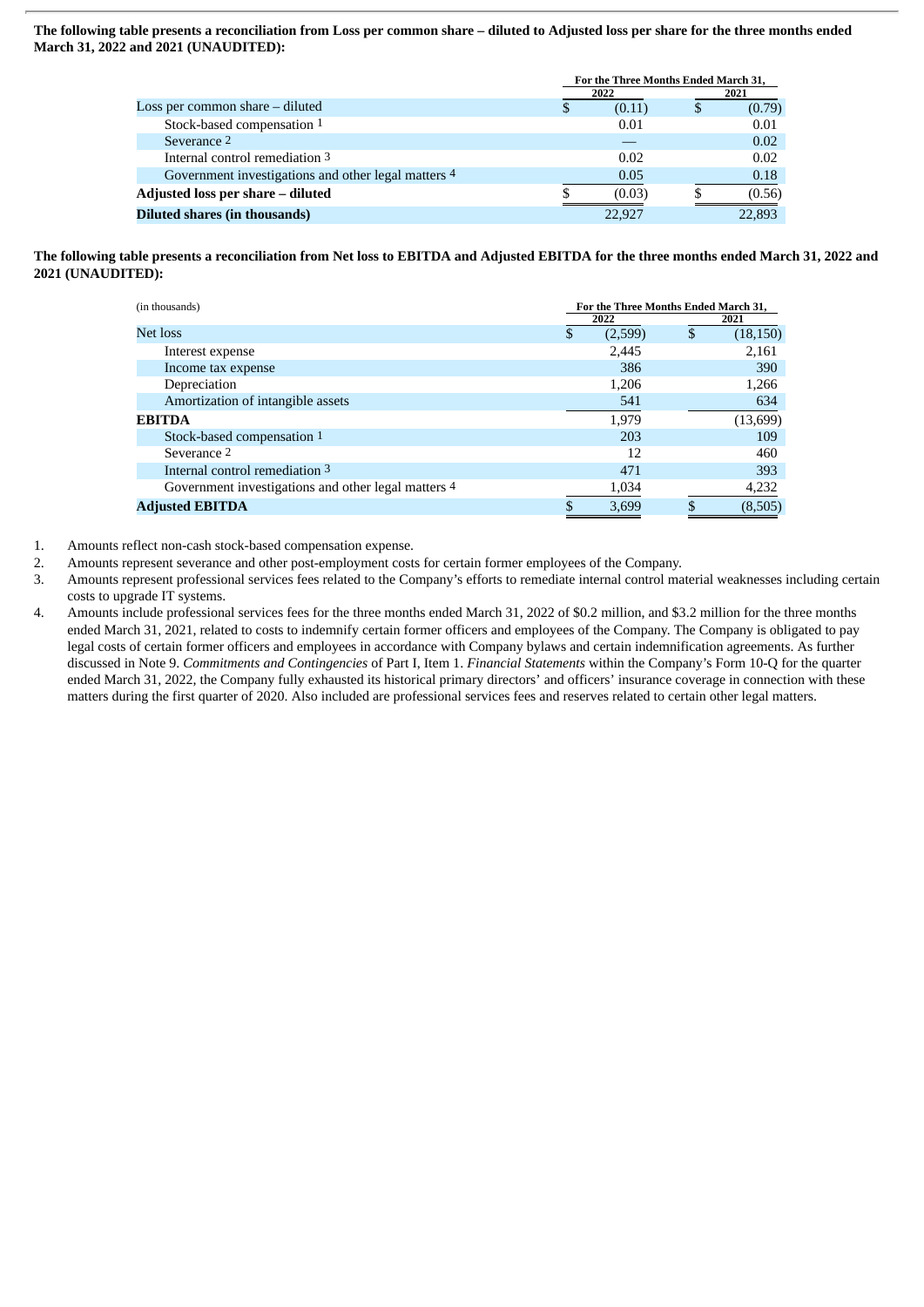**The following table presents a reconciliation from Loss per common share – diluted to Adjusted loss per share for the three months ended March 31, 2022 and 2021 (UNAUDITED):**

| | For the Three Months Ended March 31, | |
|---|---|---|
| | 2022 | 2021 |
| Loss per common share – diluted | $ (0.11) | $ (0.79) |
| Stock-based compensation [1] | 0.01 | 0.01 |
| Severance [2] | — | 0.02 |
| Internal control remediation [3] | 0.02 | 0.02 |
| Government investigations and other legal matters [4] | 0.05 | 0.18 |
| **Adjusted loss per share – diluted** | $ (0.03) | $ (0.56) |
| **Diluted shares (in thousands)** | 22,927 | 22,893 |

**The following table presents a reconciliation from Net loss to EBITDA and Adjusted EBITDA for the three months ended March 31, 2022 and 2021 (UNAUDITED):**

| (in thousands) | For the Three Months Ended March 31, | |
|---|---|---|
| | 2022 | 2021 |
| Net loss | $ (2,599) | $ (18,150) |
| Interest expense | 2,445 | 2,161 |
| Income tax expense | 386 | 390 |
| Depreciation | 1,206 | 1,266 |
| Amortization of intangible assets | 541 | 634 |
| **EBITDA** | 1,979 | (13,699) |
| Stock-based compensation [1] | 203 | 109 |
| Severance [2] | 12 | 460 |
| Internal control remediation [3] | 471 | 393 |
| Government investigations and other legal matters [4] | 1,034 | 4,232 |
| **Adjusted EBITDA** | $ 3,699 | $ (8,505) |

1. Amounts reflect non-cash stock-based compensation expense.
2. Amounts represent severance and other post-employment costs for certain former employees of the Company.
3. Amounts represent professional services fees related to the Company's efforts to remediate internal control material weaknesses including certain costs to upgrade IT systems.
4. Amounts include professional services fees for the three months ended March 31, 2022 of $0.2 million, and $3.2 million for the three months ended March 31, 2021, related to costs to indemnify certain former officers and employees of the Company. The Company is obligated to pay legal costs of certain former officers and employees in accordance with Company bylaws and certain indemnification agreements. As further discussed in Note 9. *Commitments and Contingencies* of Part I, Item 1. *Financial Statements* within the Company's Form 10-Q for the quarter ended March 31, 2022, the Company fully exhausted its historical primary directors' and officers' insurance coverage in connection with these matters during the first quarter of 2020. Also included are professional services fees and reserves related to certain other legal matters.